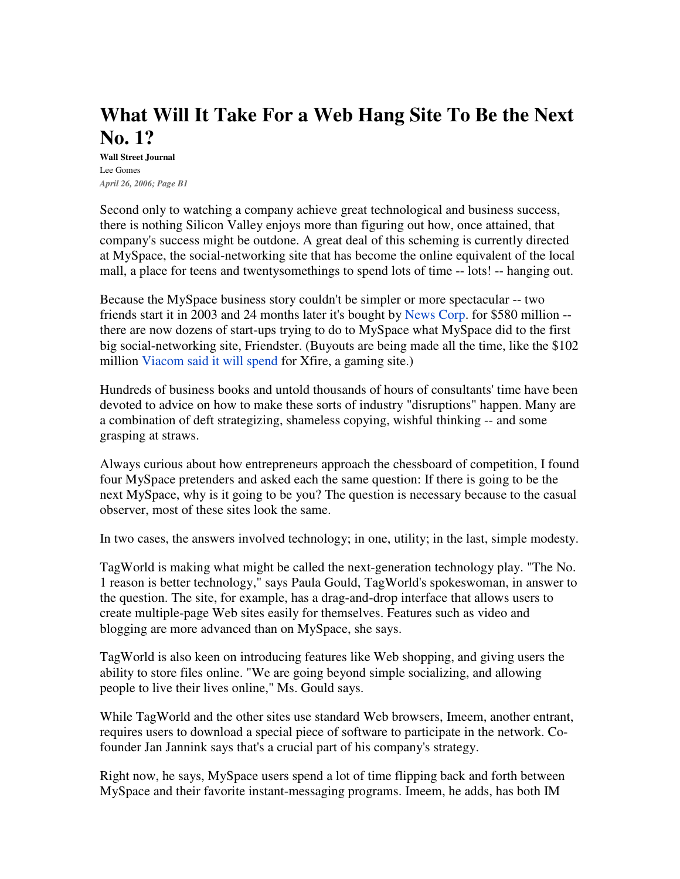# What Will It Take For a Web Hang Site To Be the Next No. 1?

**Wall Street Journal**
Lee Gomes
*April 26, 2006; Page B1*

Second only to watching a company achieve great technological and business success, there is nothing Silicon Valley enjoys more than figuring out how, once attained, that company's success might be outdone. A great deal of this scheming is currently directed at MySpace, the social-networking site that has become the online equivalent of the local mall, a place for teens and twentysomethings to spend lots of time -- lots! -- hanging out.

Because the MySpace business story couldn't be simpler or more spectacular -- two friends start it in 2003 and 24 months later it's bought by News Corp. for $580 million -- there are now dozens of start-ups trying to do to MySpace what MySpace did to the first big social-networking site, Friendster. (Buyouts are being made all the time, like the $102 million Viacom said it will spend for Xfire, a gaming site.)

Hundreds of business books and untold thousands of hours of consultants' time have been devoted to advice on how to make these sorts of industry "disruptions" happen. Many are a combination of deft strategizing, shameless copying, wishful thinking -- and some grasping at straws.

Always curious about how entrepreneurs approach the chessboard of competition, I found four MySpace pretenders and asked each the same question: If there is going to be the next MySpace, why is it going to be you? The question is necessary because to the casual observer, most of these sites look the same.

In two cases, the answers involved technology; in one, utility; in the last, simple modesty.

TagWorld is making what might be called the next-generation technology play. "The No. 1 reason is better technology," says Paula Gould, TagWorld's spokeswoman, in answer to the question. The site, for example, has a drag-and-drop interface that allows users to create multiple-page Web sites easily for themselves. Features such as video and blogging are more advanced than on MySpace, she says.

TagWorld is also keen on introducing features like Web shopping, and giving users the ability to store files online. "We are going beyond simple socializing, and allowing people to live their lives online," Ms. Gould says.

While TagWorld and the other sites use standard Web browsers, Imeem, another entrant, requires users to download a special piece of software to participate in the network. Co-founder Jan Jannink says that's a crucial part of his company's strategy.

Right now, he says, MySpace users spend a lot of time flipping back and forth between MySpace and their favorite instant-messaging programs. Imeem, he adds, has both IM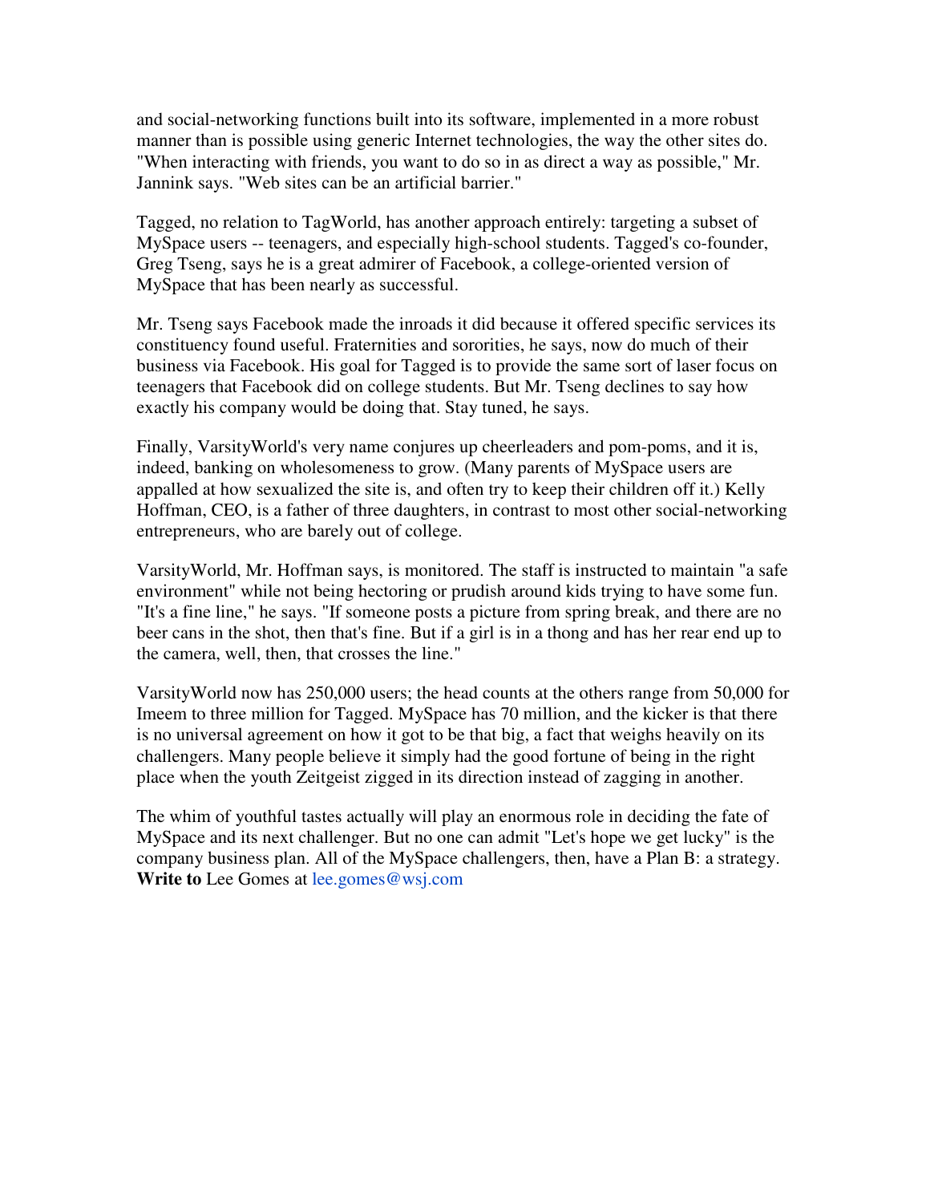and social-networking functions built into its software, implemented in a more robust manner than is possible using generic Internet technologies, the way the other sites do. "When interacting with friends, you want to do so in as direct a way as possible," Mr. Jannink says. "Web sites can be an artificial barrier."

Tagged, no relation to TagWorld, has another approach entirely: targeting a subset of MySpace users -- teenagers, and especially high-school students. Tagged's co-founder, Greg Tseng, says he is a great admirer of Facebook, a college-oriented version of MySpace that has been nearly as successful.

Mr. Tseng says Facebook made the inroads it did because it offered specific services its constituency found useful. Fraternities and sororities, he says, now do much of their business via Facebook. His goal for Tagged is to provide the same sort of laser focus on teenagers that Facebook did on college students. But Mr. Tseng declines to say how exactly his company would be doing that. Stay tuned, he says.

Finally, VarsityWorld's very name conjures up cheerleaders and pom-poms, and it is, indeed, banking on wholesomeness to grow. (Many parents of MySpace users are appalled at how sexualized the site is, and often try to keep their children off it.) Kelly Hoffman, CEO, is a father of three daughters, in contrast to most other social-networking entrepreneurs, who are barely out of college.

VarsityWorld, Mr. Hoffman says, is monitored. The staff is instructed to maintain "a safe environment" while not being hectoring or prudish around kids trying to have some fun. "It's a fine line," he says. "If someone posts a picture from spring break, and there are no beer cans in the shot, then that's fine. But if a girl is in a thong and has her rear end up to the camera, well, then, that crosses the line."

VarsityWorld now has 250,000 users; the head counts at the others range from 50,000 for Imeem to three million for Tagged. MySpace has 70 million, and the kicker is that there is no universal agreement on how it got to be that big, a fact that weighs heavily on its challengers. Many people believe it simply had the good fortune of being in the right place when the youth Zeitgeist zigged in its direction instead of zagging in another.

The whim of youthful tastes actually will play an enormous role in deciding the fate of MySpace and its next challenger. But no one can admit "Let's hope we get lucky" is the company business plan. All of the MySpace challengers, then, have a Plan B: a strategy.
**Write to** Lee Gomes at lee.gomes@wsj.com